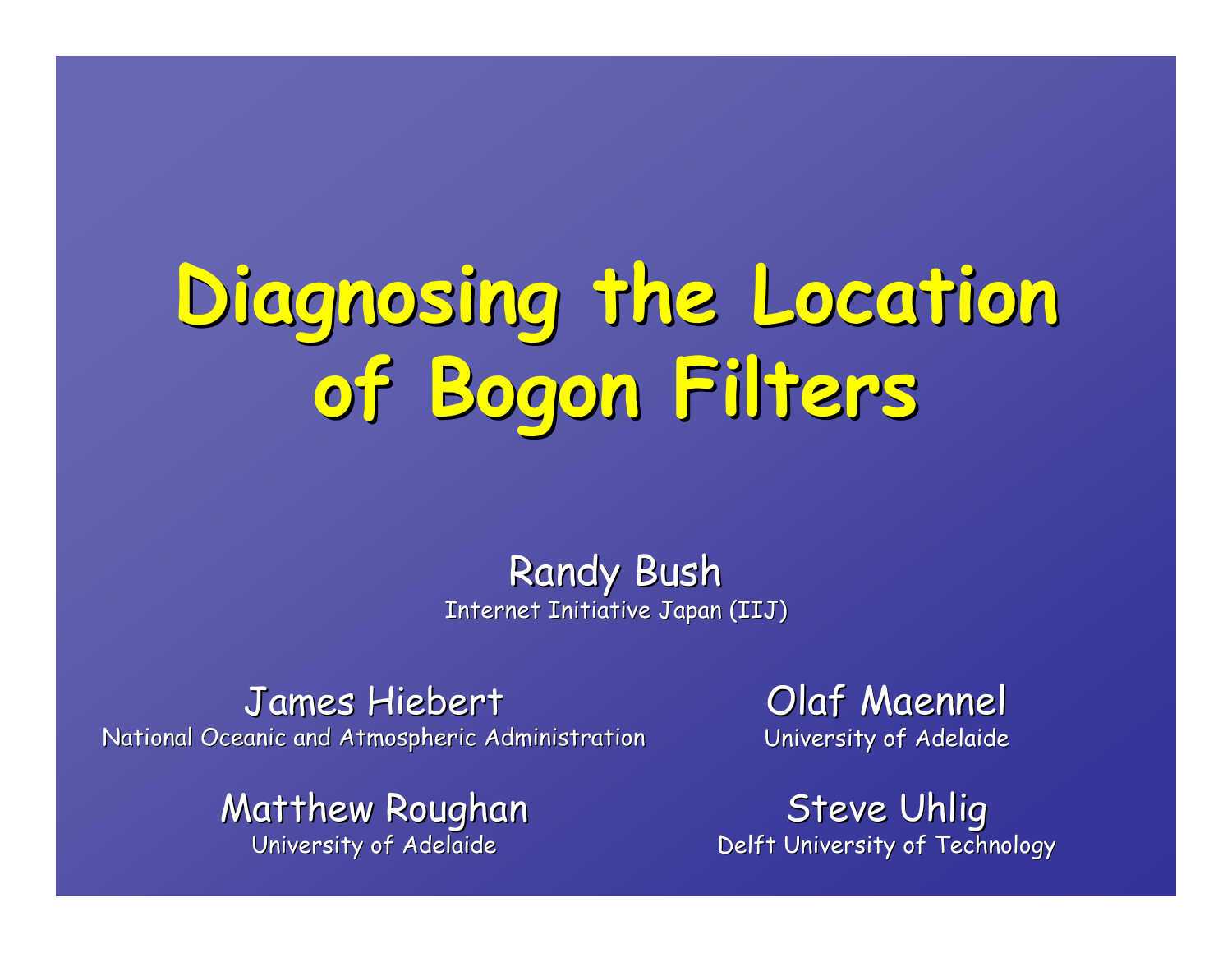# Diagnosing the Location of Bogon Filters

Randy Bush
Internet Initiative Japan (IIJ)

James Hiebert
National Oceanic and Atmospheric Administration

Olaf Maennel
University of Adelaide

Matthew Roughan
University of Adelaide

Steve Uhlig
Delft University of Technology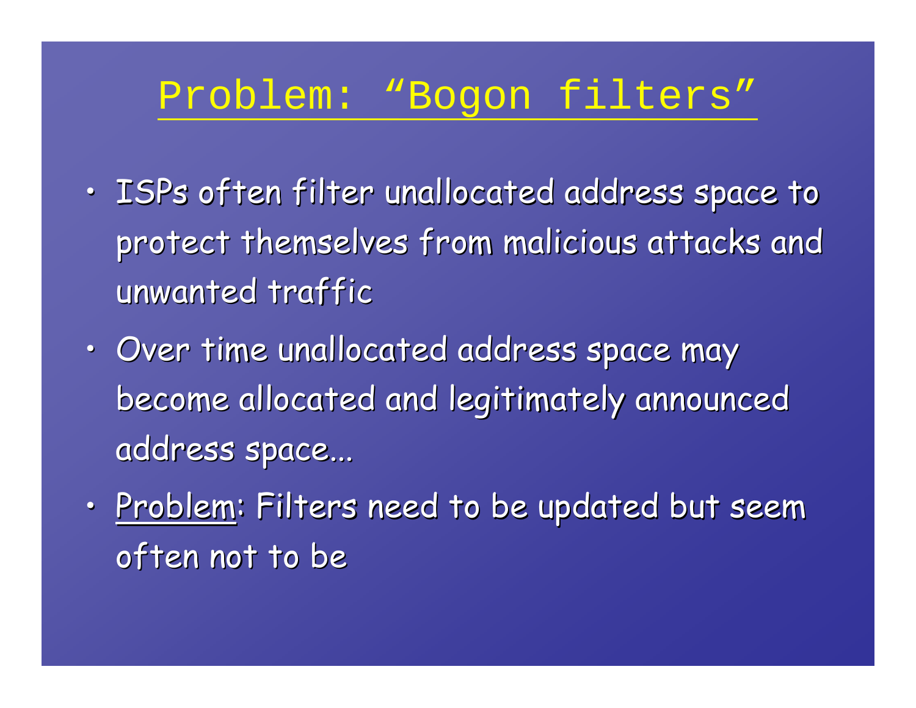# Problem: “Bogon filters”

- ISPs often filter unallocated address space to protect themselves from malicious attacks and unwanted traffic
- Over time unallocated address space may become allocated and legitimately announced address space…
- Problem: Filters need to be updated but seem often not to be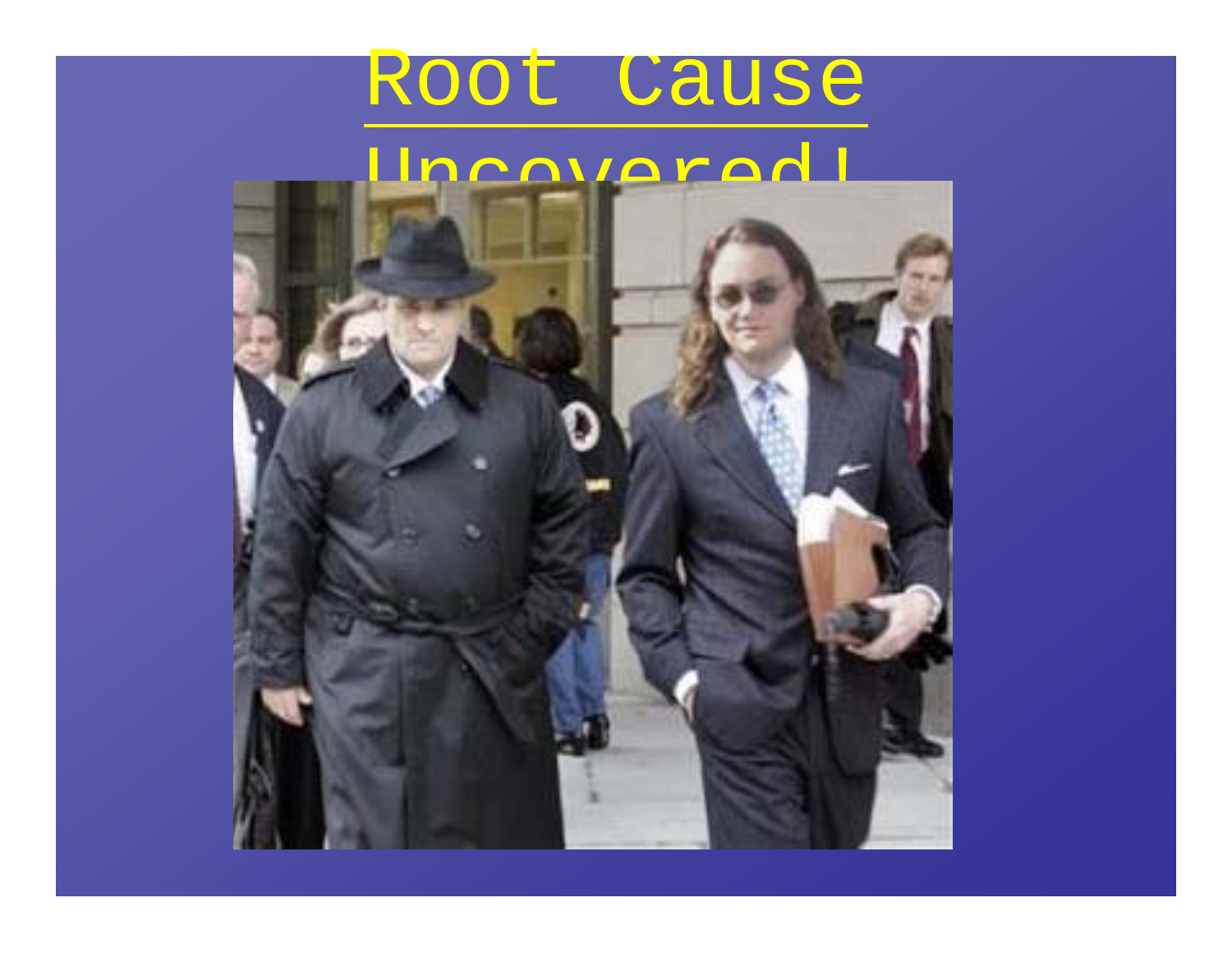# Root Cause Uncovered!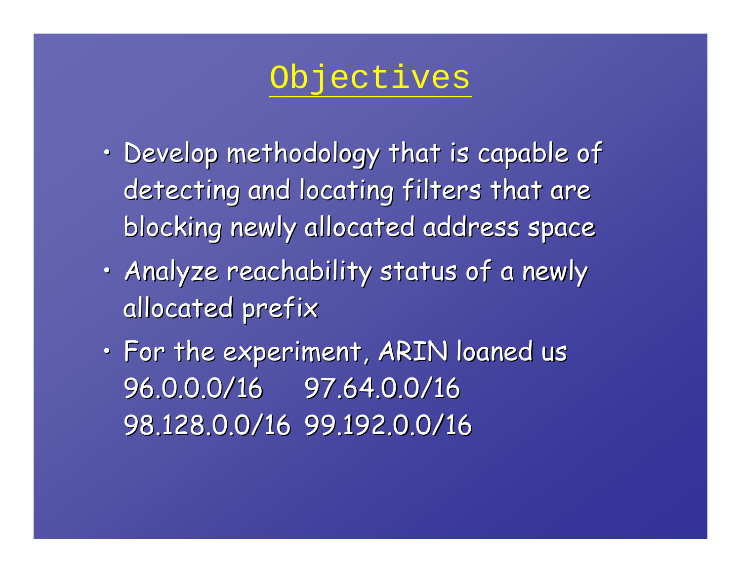# Objectives

- Develop methodology that is capable of detecting and locating filters that are blocking newly allocated address space
- Analyze reachability status of a newly allocated prefix
- For the experiment, ARIN loaned us
  96.0.0.0/16 97.64.0.0/16
  98.128.0.0/16 99.192.0.0/16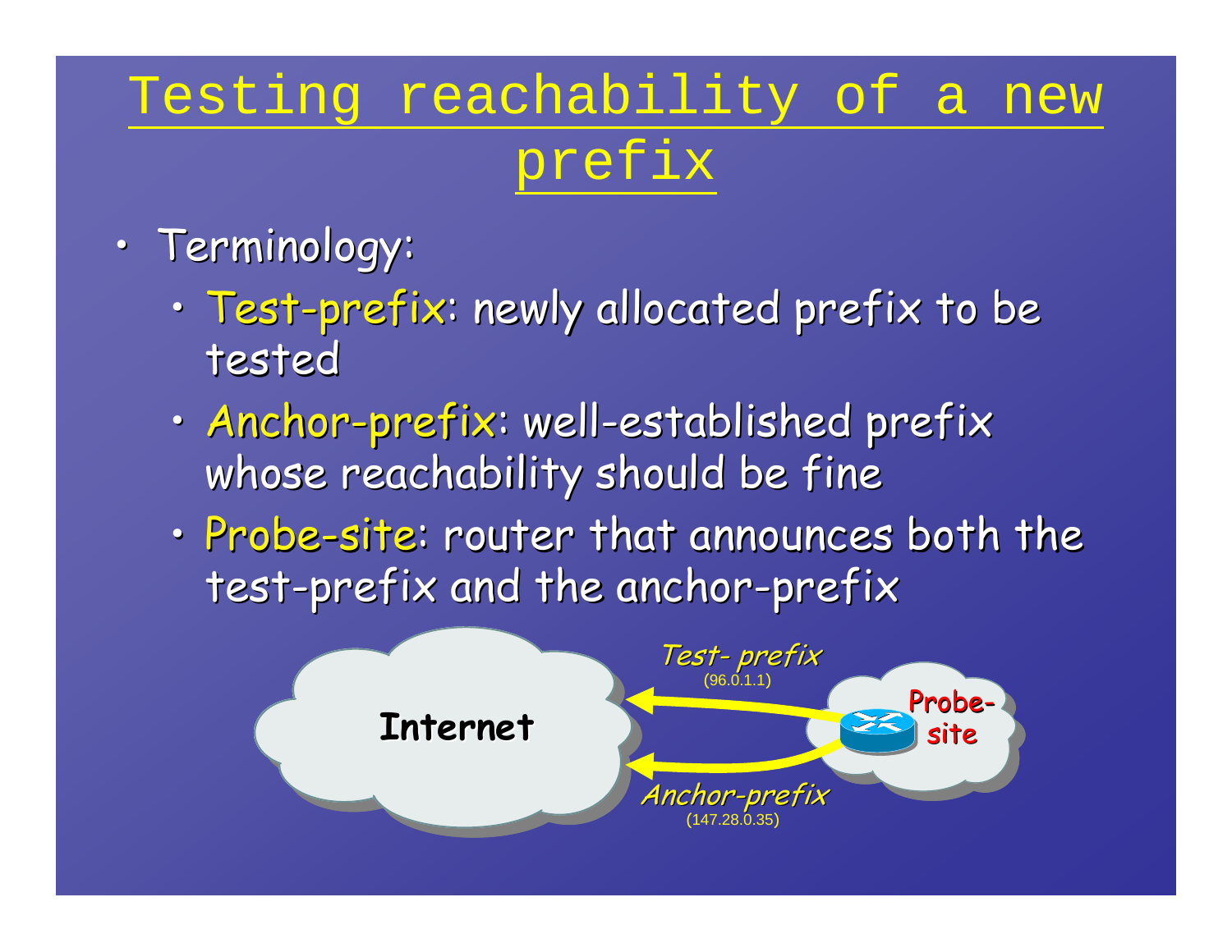# Testing reachability of a new prefix

- Terminology:
  - Test-prefix: newly allocated prefix to be tested
  - Anchor-prefix: well-established prefix whose reachability should be fine
  - Probe-site: router that announces both the test-prefix and the anchor-prefix

Internet

*Test- prefix* (96.0.1.1)

*Anchor-prefix* (147.28.0.35)

Probe-site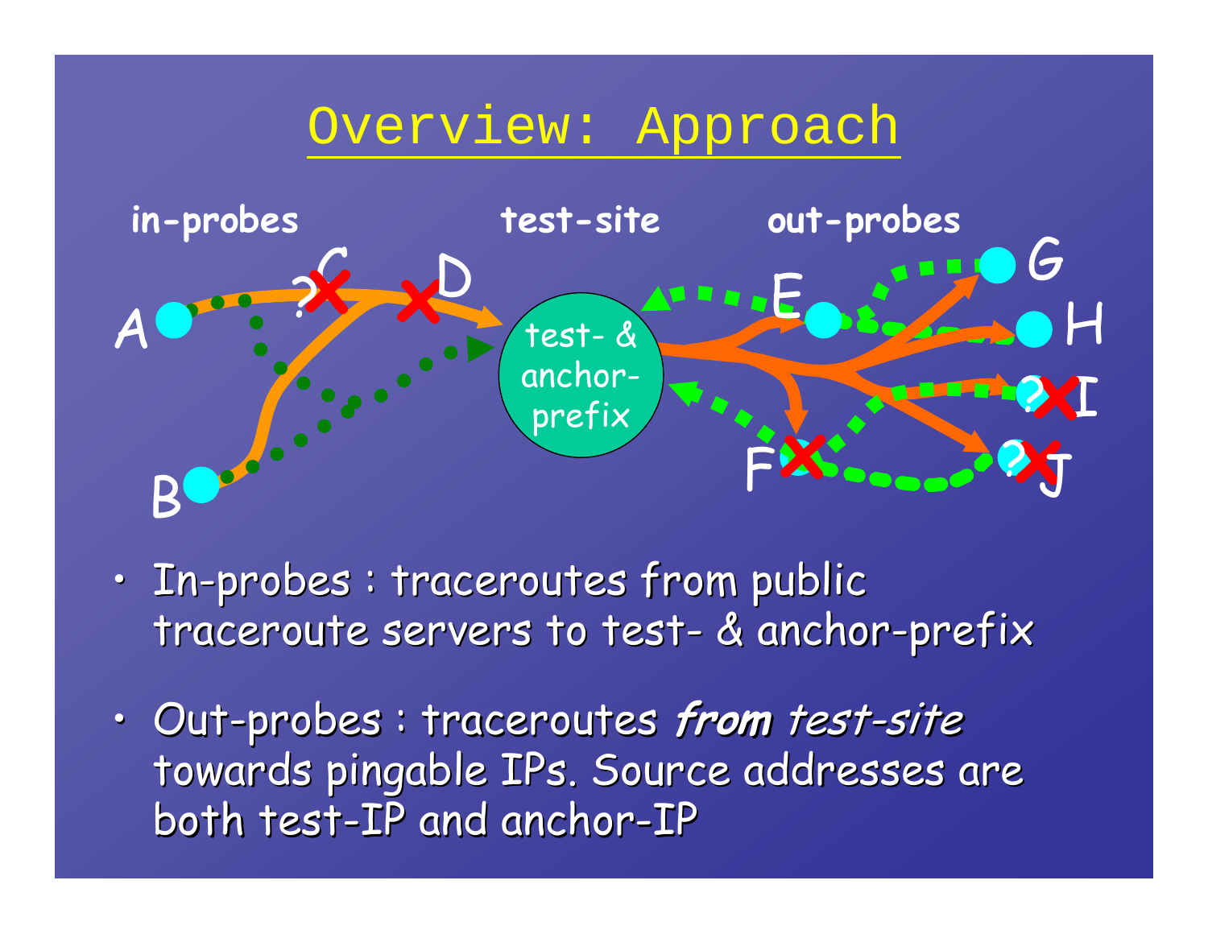# Overview: Approach

in-probes test-site out-probes

A B C D E F G H I J

test- & anchor-prefix

- In-probes : traceroutes from public traceroute servers to test- & anchor-prefix
- Out-probes : traceroutes ***from test-site*** towards pingable IPs. Source addresses are both test-IP and anchor-IP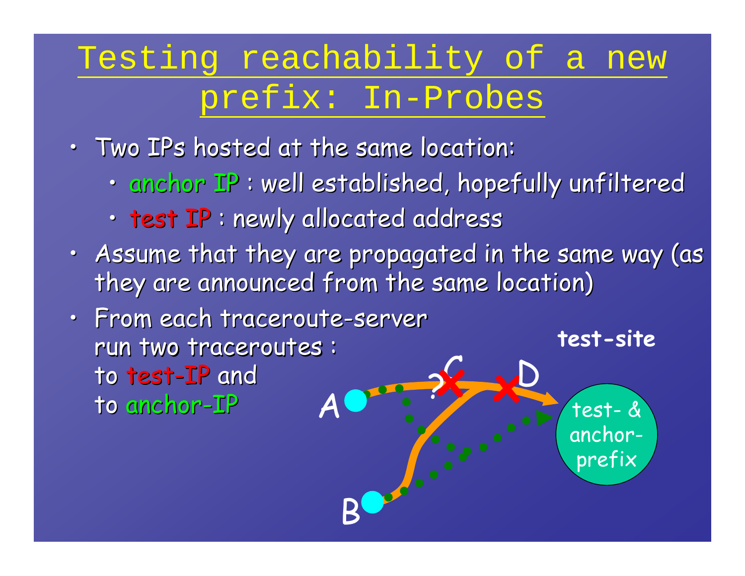# Testing reachability of a new prefix: In-Probes

- Two IPs hosted at the same location:
  - anchor IP : well established, hopefully unfiltered
  - test IP : newly allocated address
- Assume that they are propagated in the same way (as they are announced from the same location)
- From each traceroute-server run two traceroutes : to test-IP and to anchor-IP

test-site

test- & anchor-prefix

A

B

C

D

?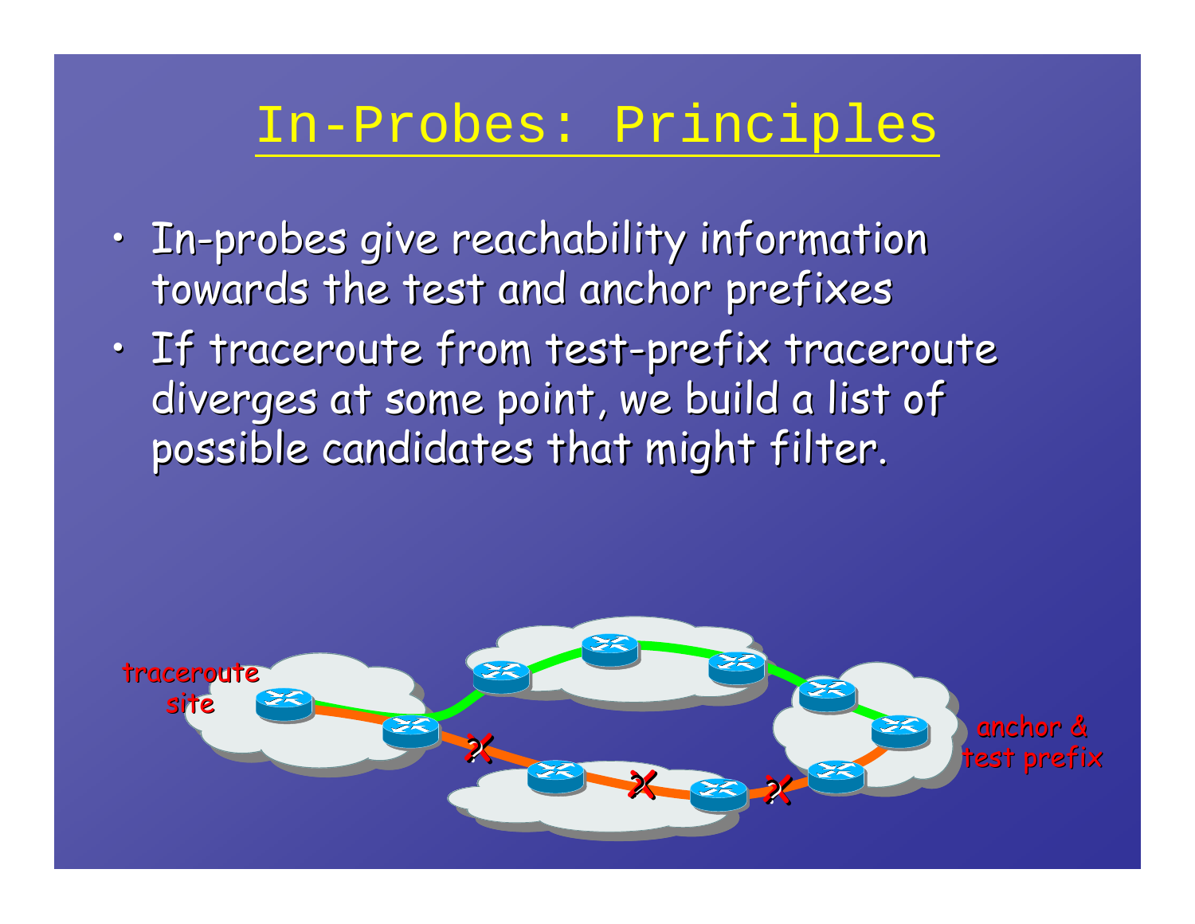# In-Probes: Principles

- In-probes give reachability information towards the test and anchor prefixes
- If traceroute from test-prefix traceroute diverges at some point, we build a list of possible candidates that might filter.

traceroute site

anchor & test prefix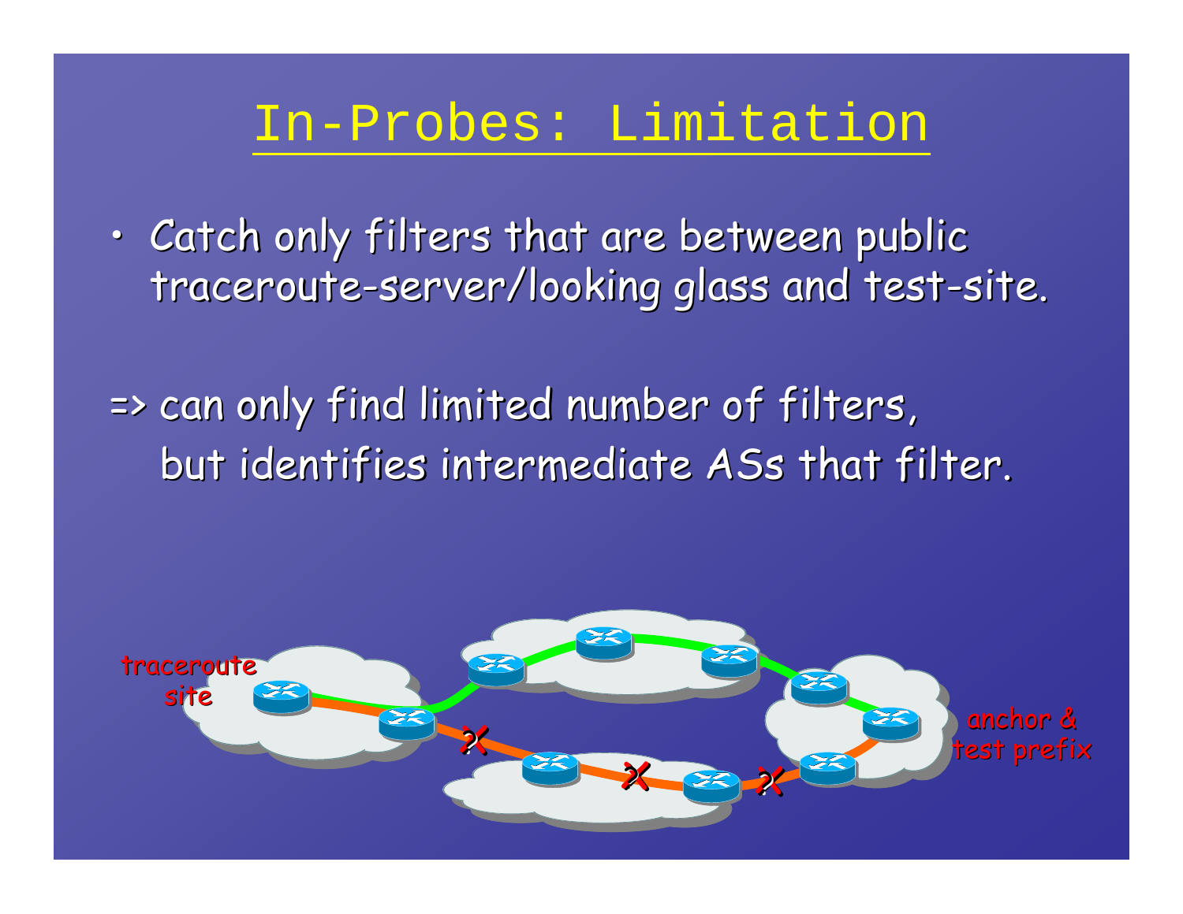# In-Probes: Limitation

- Catch only filters that are between public traceroute-server/looking glass and test-site.

=> can only find limited number of filters, but identifies intermediate ASs that filter.

traceroute site

anchor & test prefix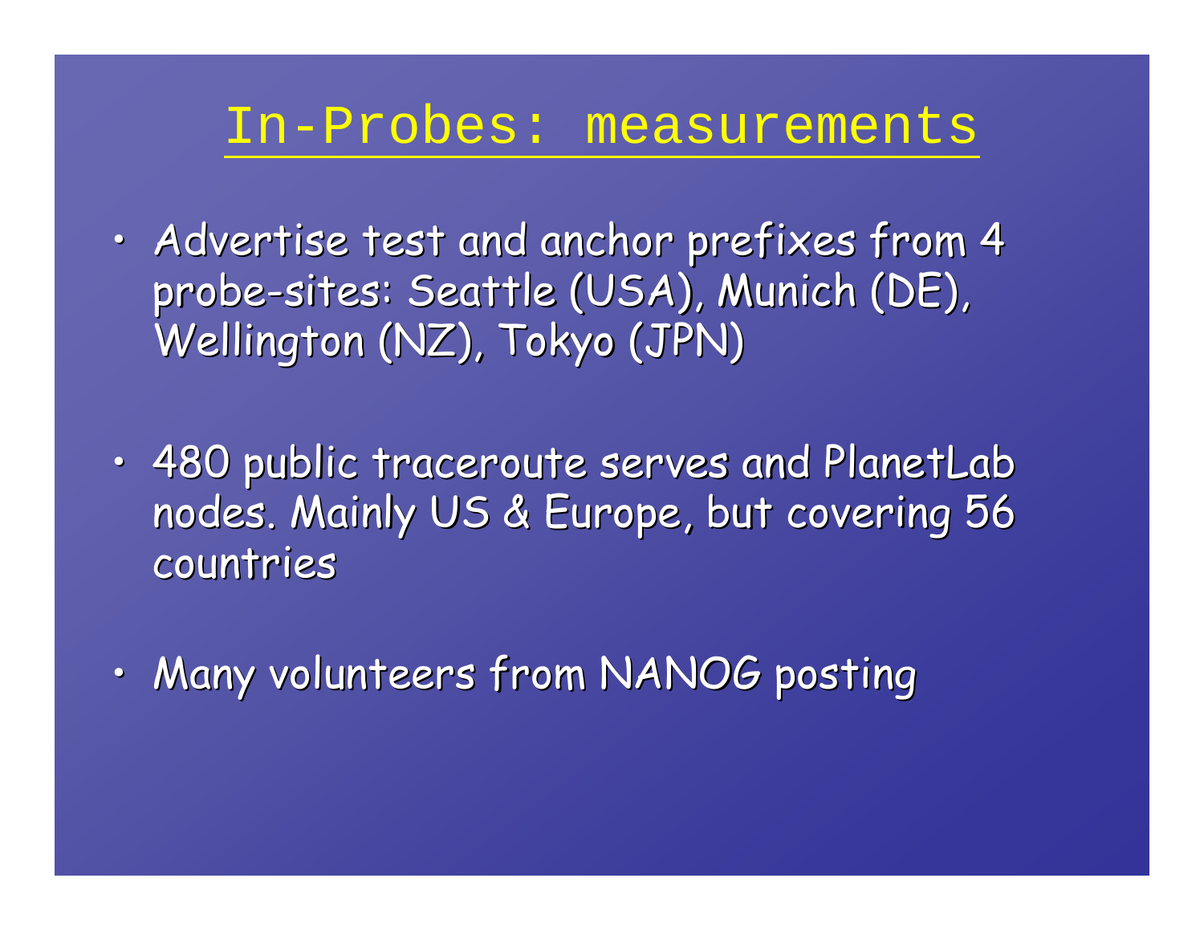# In-Probes: measurements

- Advertise test and anchor prefixes from 4 probe-sites: Seattle (USA), Munich (DE), Wellington (NZ), Tokyo (JPN)
- 480 public traceroute serves and PlanetLab nodes. Mainly US & Europe, but covering 56 countries
- Many volunteers from NANOG posting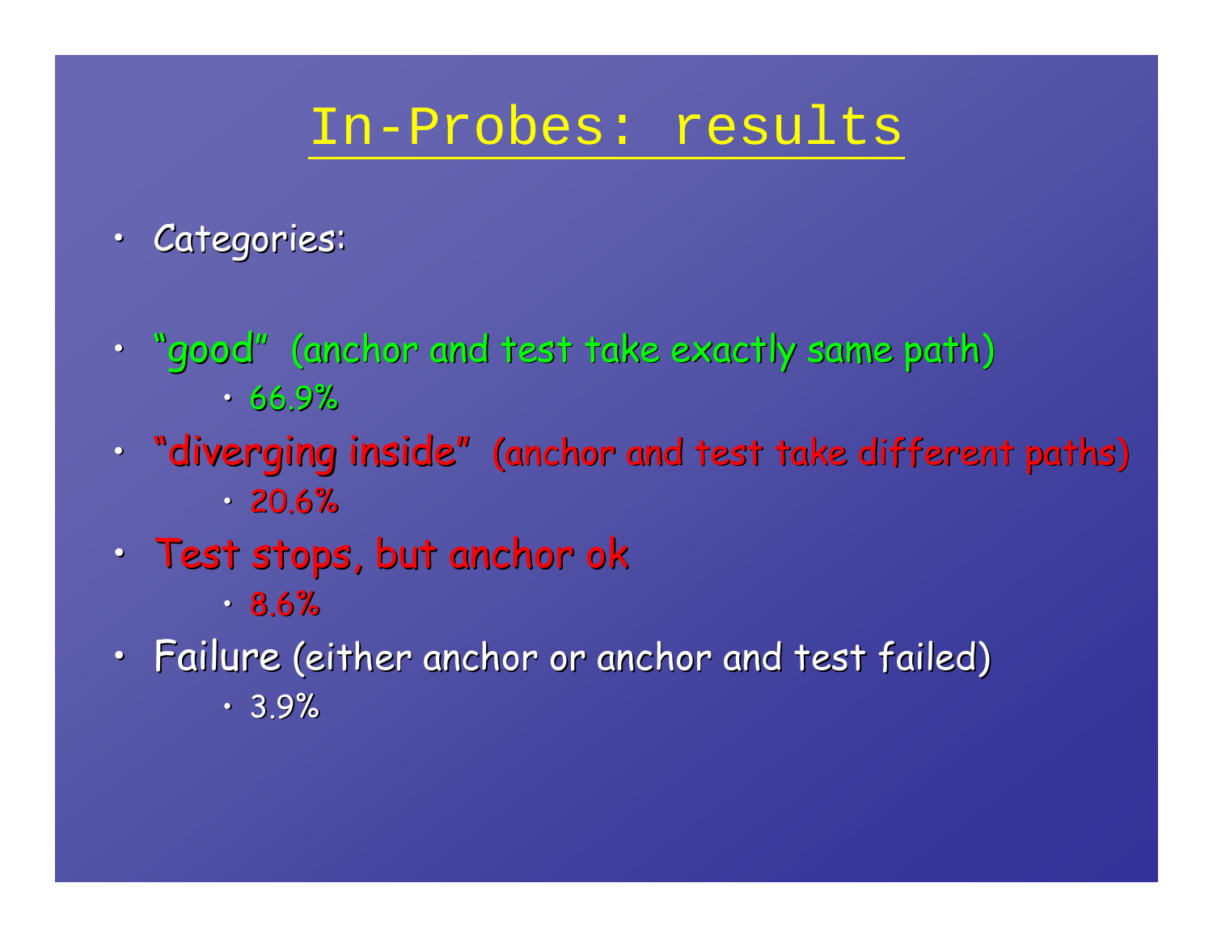# In-Probes: results

- Categories:

- "good" (anchor and test take exactly same path)
  - 66.9%
- "diverging inside" (anchor and test take different paths)
  - 20.6%
- Test stops, but anchor ok
  - 8.6%
- Failure (either anchor or anchor and test failed)
  - 3.9%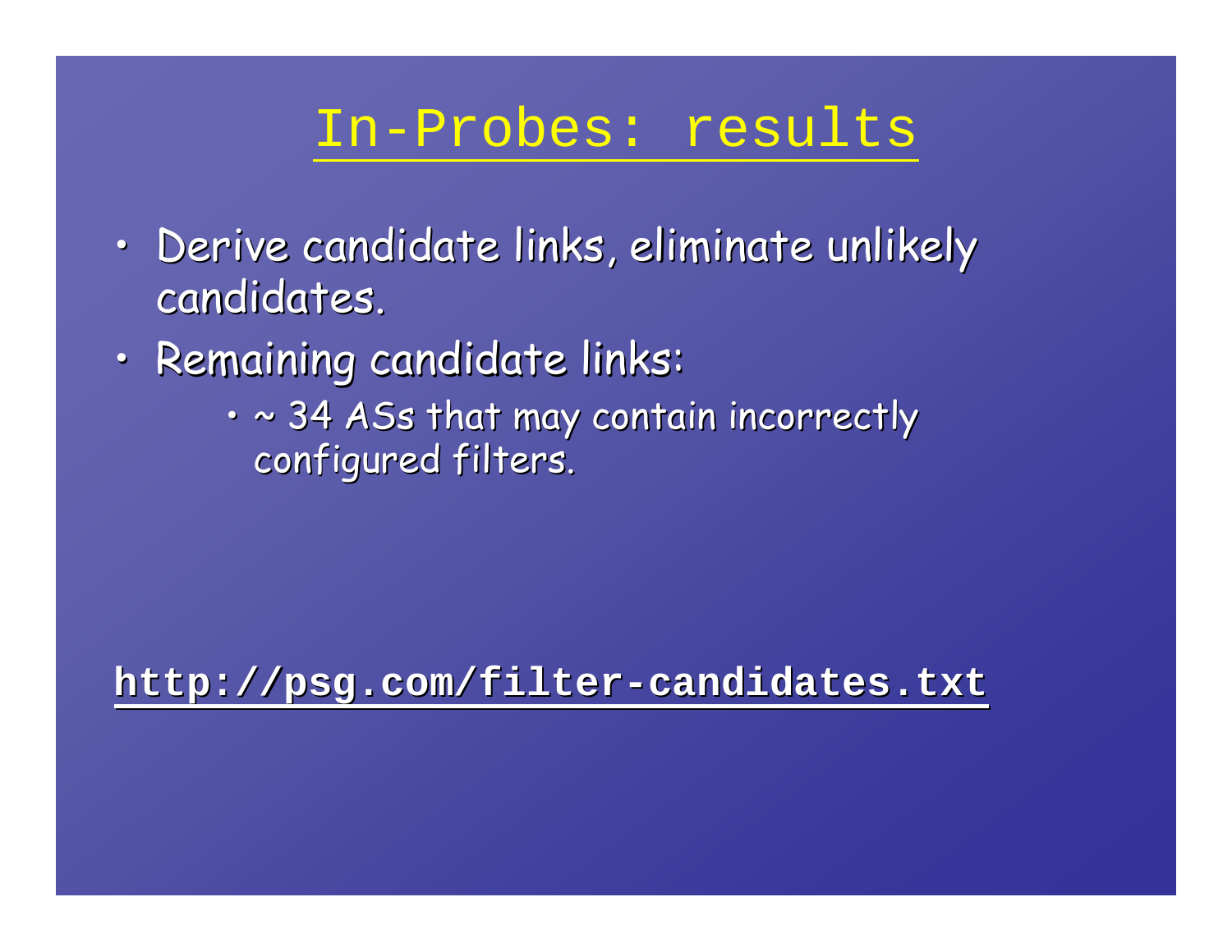# In-Probes: results

- Derive candidate links, eliminate unlikely candidates.
- Remaining candidate links:
  - ~ 34 ASs that may contain incorrectly configured filters.

**http://psg.com/filter-candidates.txt**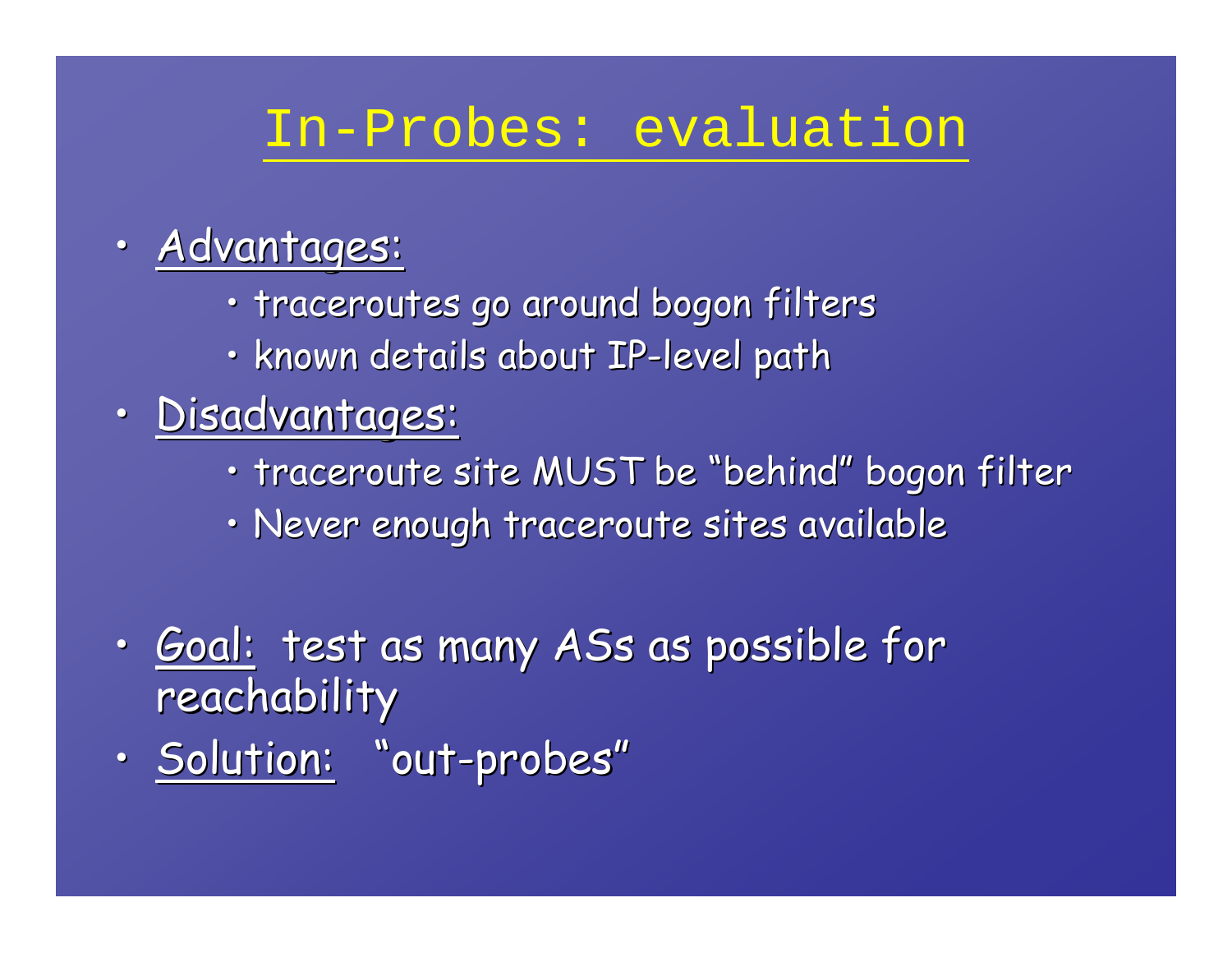# In-Probes: evaluation

- Advantages:
  - traceroutes go around bogon filters
  - known details about IP-level path
- Disadvantages:
  - traceroute site MUST be "behind" bogon filter
  - Never enough traceroute sites available

- Goal: test as many ASs as possible for reachability
- Solution: "out-probes"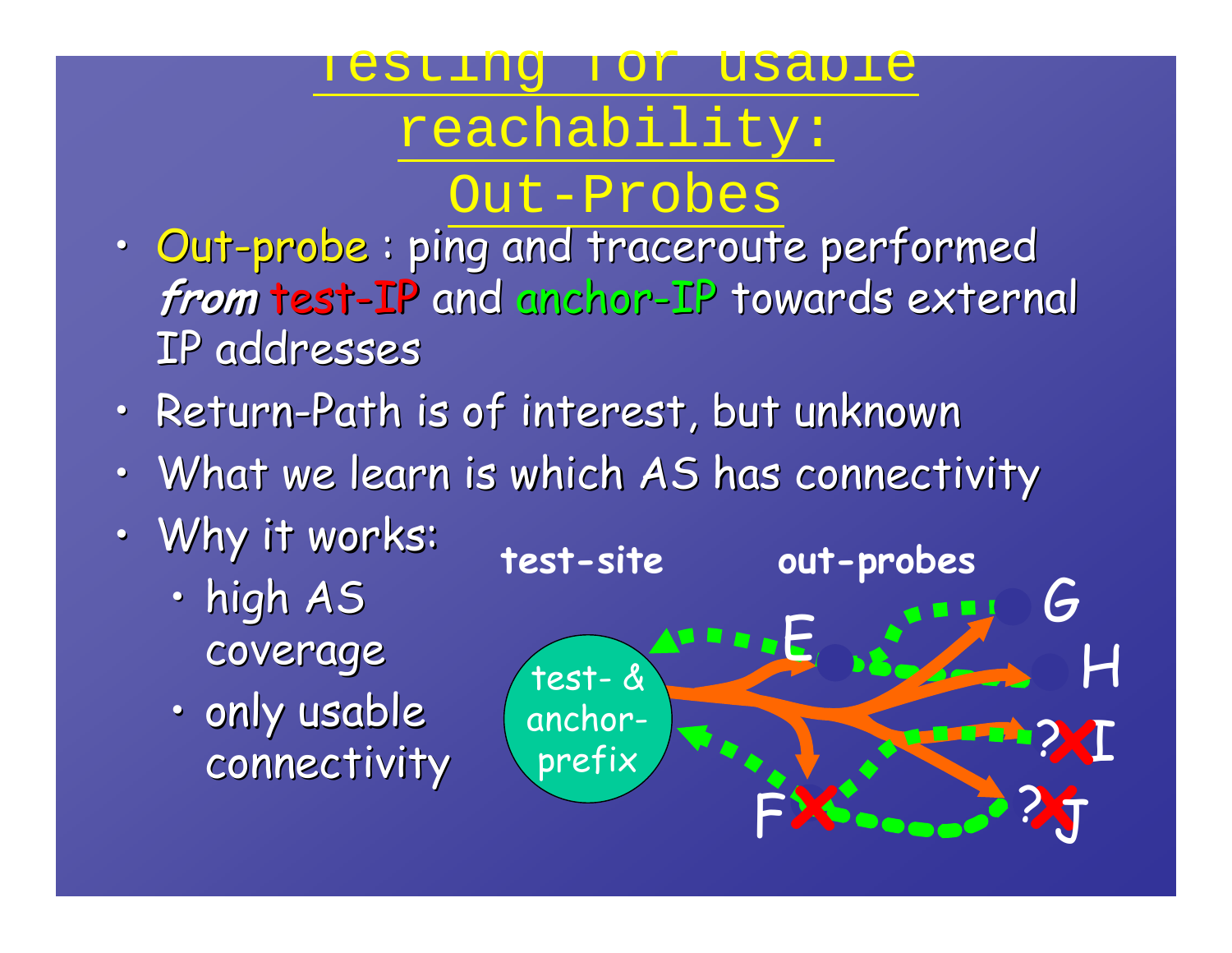# Testing for usable reachability: Out-Probes

- Out-probe : ping and traceroute performed ***from*** test-IP and anchor-IP towards external IP addresses
- Return-Path is of interest, but unknown
- What we learn is which AS has connectivity
- Why it works:
  - high AS coverage
  - only usable connectivity

test-site    out-probes

test- & anchor-prefix

E  F  G  H  I  J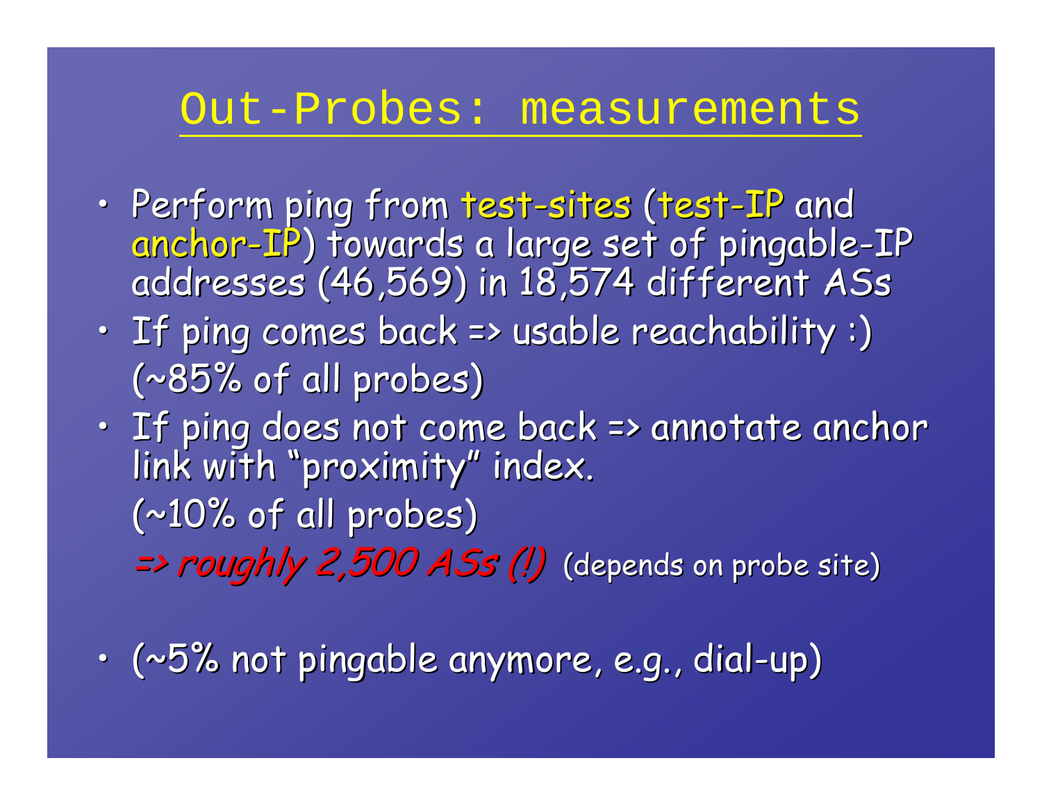# Out-Probes: measurements

- Perform ping from test-sites (test-IP and anchor-IP) towards a large set of pingable-IP addresses (46,569) in 18,574 different ASs
- If ping comes back => usable reachability :)
  (~85% of all probes)
- If ping does not come back => annotate anchor link with "proximity" index.
  (~10% of all probes)
  *=> roughly 2,500 ASs (!)* (depends on probe site)

- (~5% not pingable anymore, e.g., dial-up)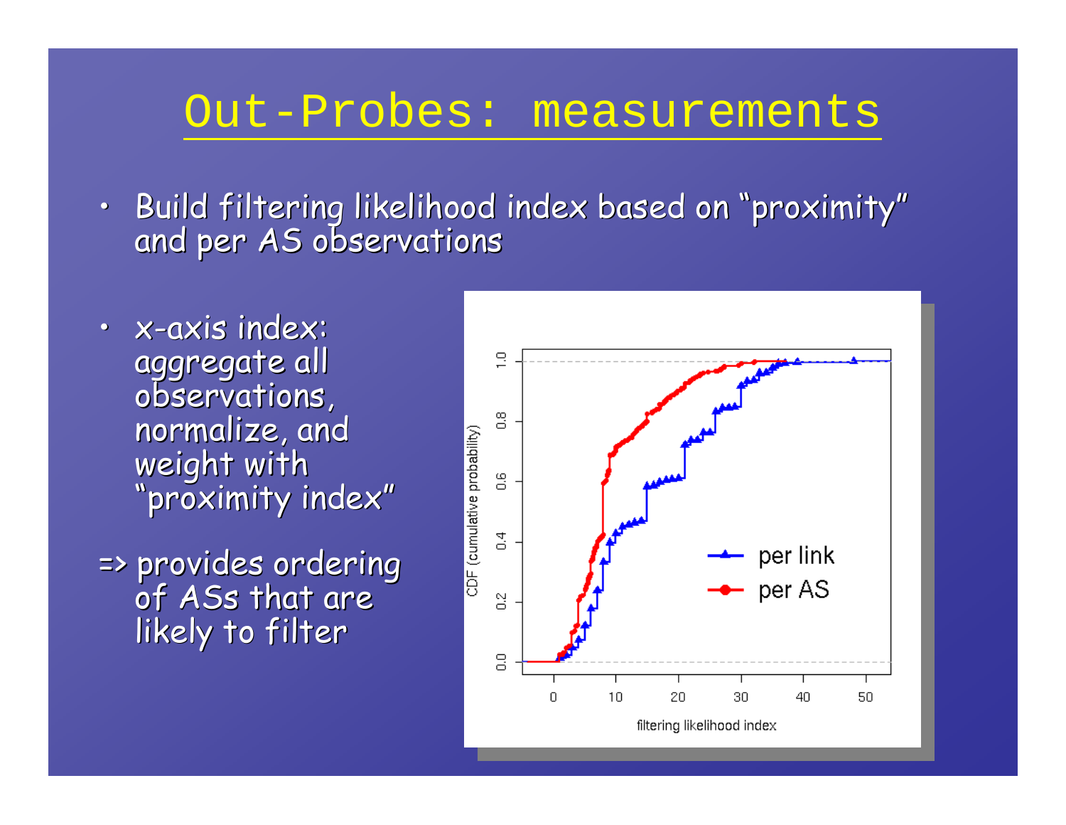# Out-Probes: measurements

- Build filtering likelihood index based on "proximity" and per AS observations

- x-axis index: aggregate all observations, normalize, and weight with "proximity index"

=> provides ordering of ASs that are likely to filter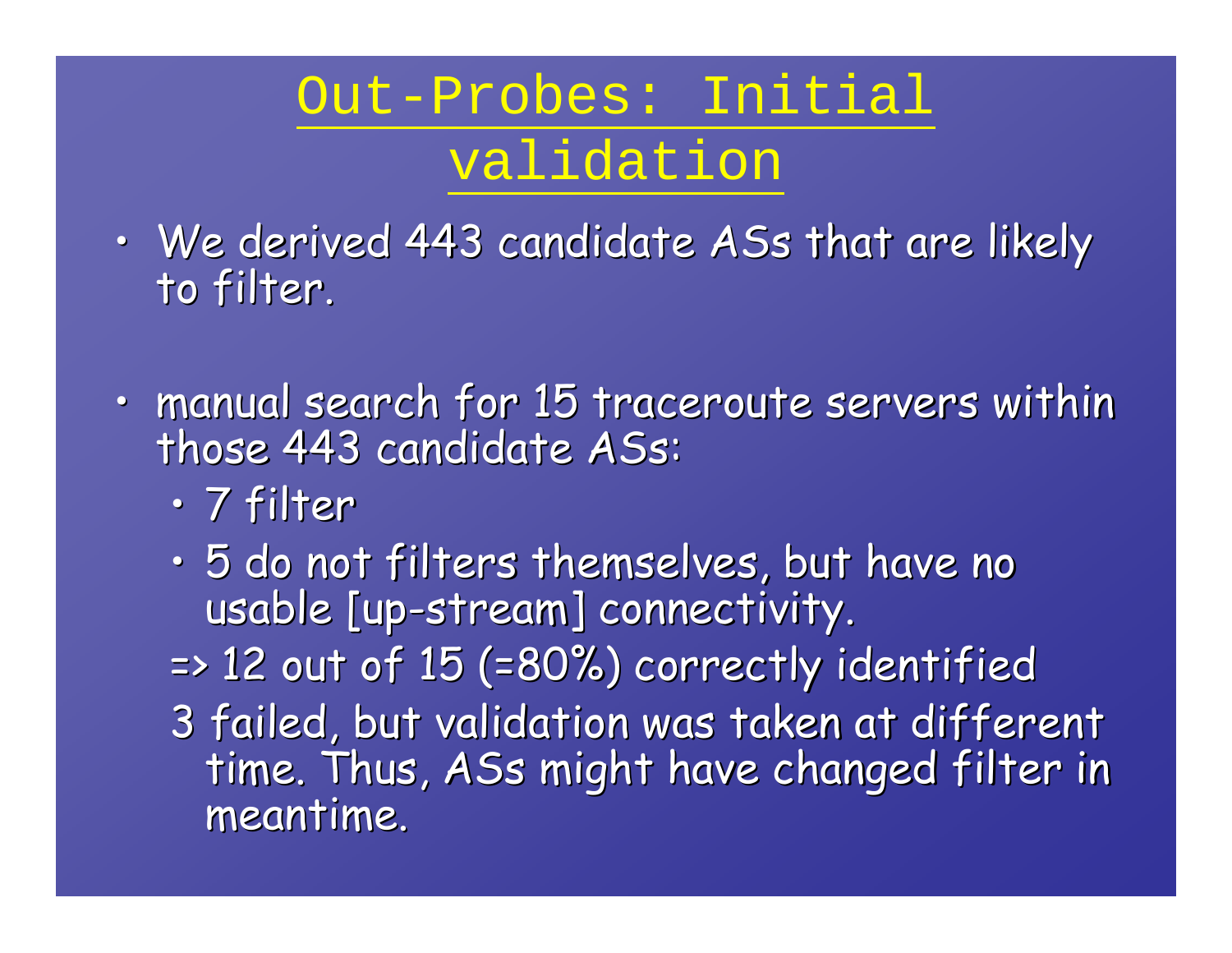# Out-Probes: Initial validation

- We derived 443 candidate ASs that are likely to filter.
- manual search for 15 traceroute servers within those 443 candidate ASs:
  - 7 filter
  - 5 do not filters themselves, but have no usable [up-stream] connectivity.

  => 12 out of 15 (=80%) correctly identified

  3 failed, but validation was taken at different time. Thus, ASs might have changed filter in meantime.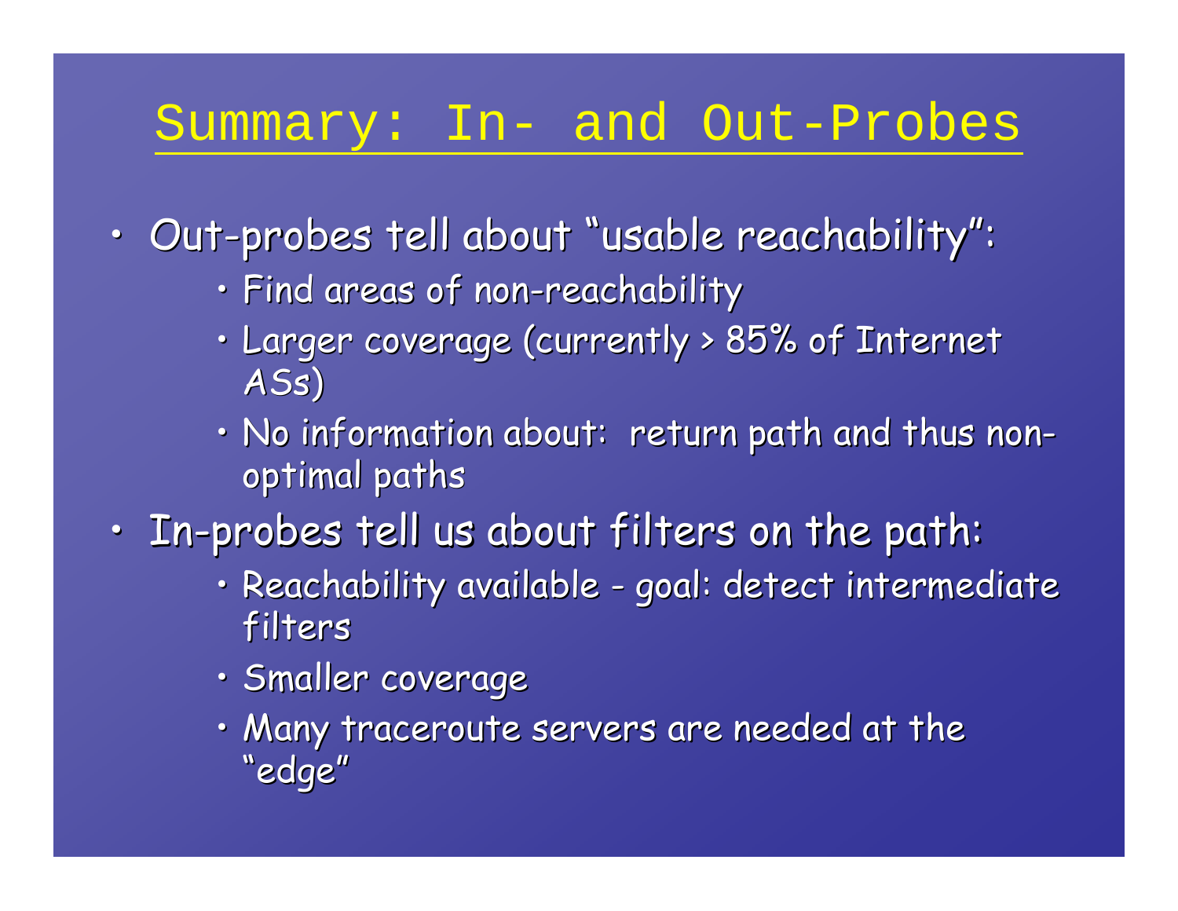# Summary: In- and Out-Probes

- Out-probes tell about "usable reachability":
  - Find areas of non-reachability
  - Larger coverage (currently > 85% of Internet ASs)
  - No information about: return path and thus non-optimal paths
- In-probes tell us about filters on the path:
  - Reachability available - goal: detect intermediate filters
  - Smaller coverage
  - Many traceroute servers are needed at the "edge"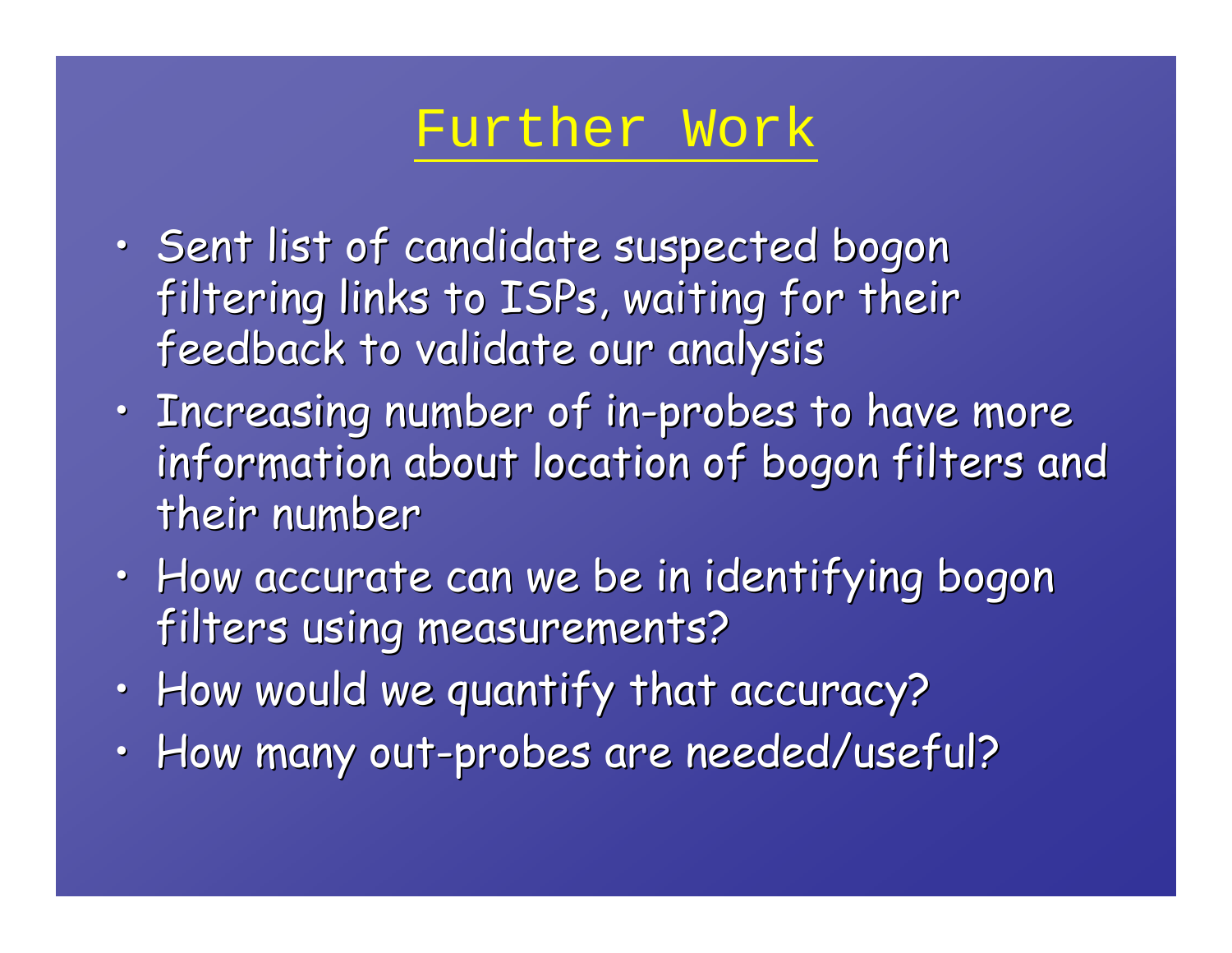# Further Work

- Sent list of candidate suspected bogon filtering links to ISPs, waiting for their feedback to validate our analysis
- Increasing number of in-probes to have more information about location of bogon filters and their number
- How accurate can we be in identifying bogon filters using measurements?
- How would we quantify that accuracy?
- How many out-probes are needed/useful?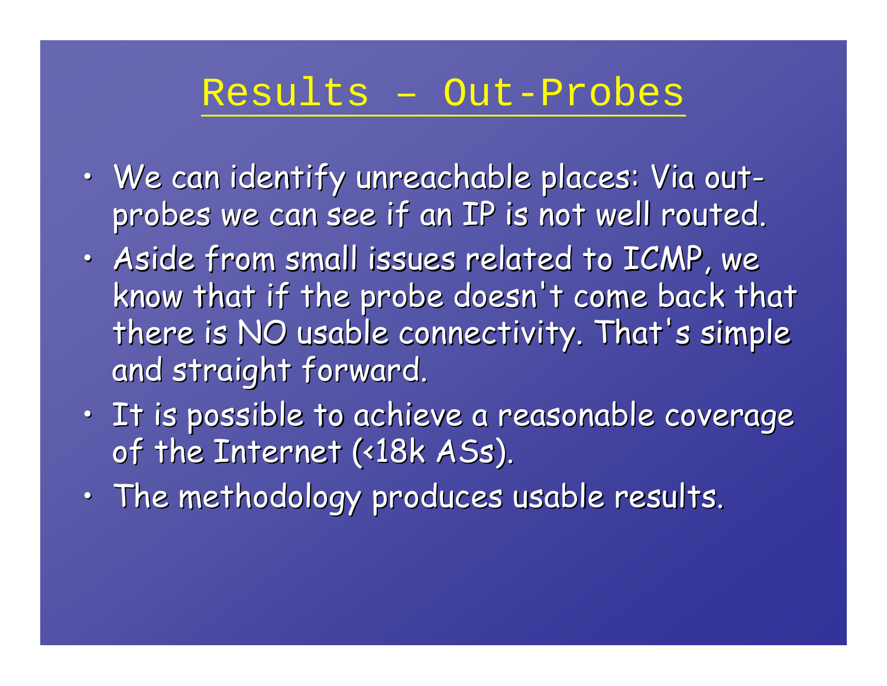# Results – Out-Probes

- We can identify unreachable places: Via out-probes we can see if an IP is not well routed.
- Aside from small issues related to ICMP, we know that if the probe doesn't come back that there is NO usable connectivity. That's simple and straight forward.
- It is possible to achieve a reasonable coverage of the Internet (<18k ASs).
- The methodology produces usable results.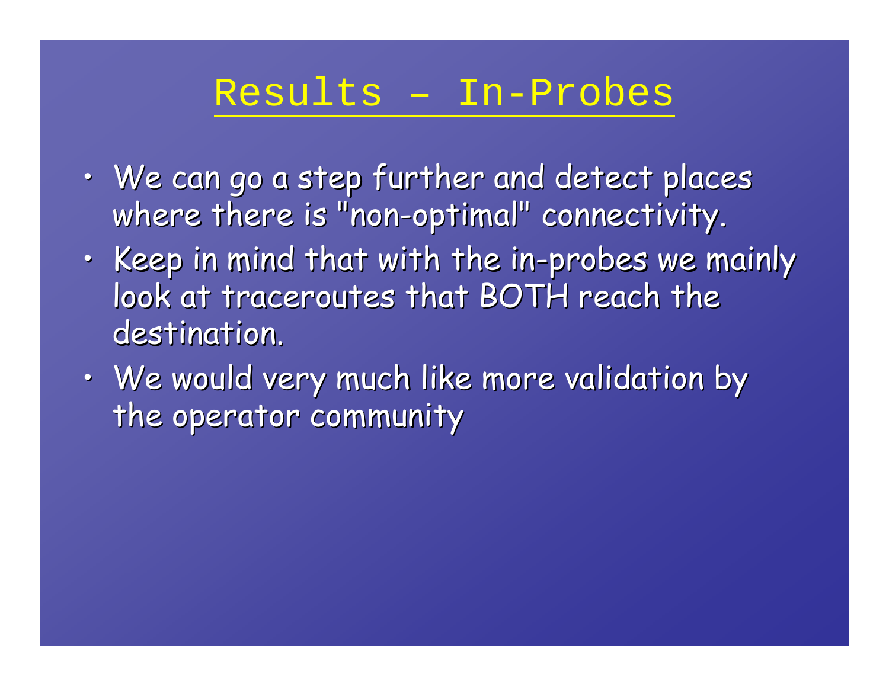# Results – In-Probes

- We can go a step further and detect places where there is "non-optimal" connectivity.
- Keep in mind that with the in-probes we mainly look at traceroutes that BOTH reach the destination.
- We would very much like more validation by the operator community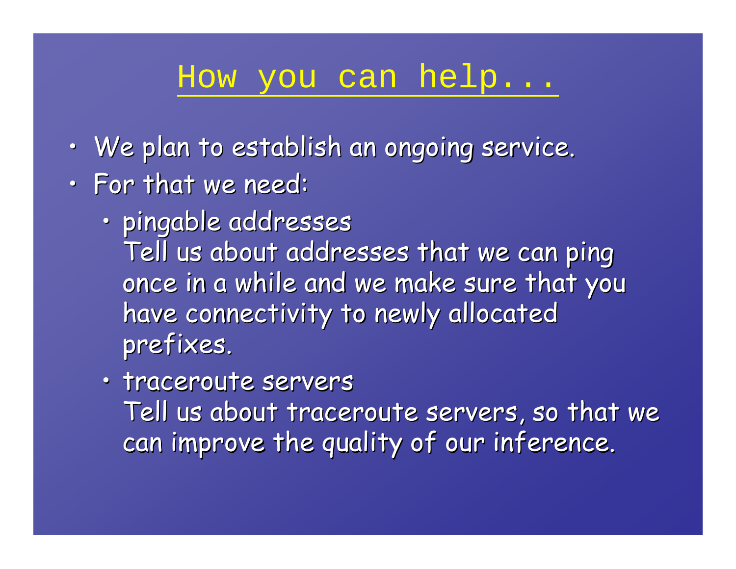# How you can help...

- We plan to establish an ongoing service.
- For that we need:
  - pingable addresses
    Tell us about addresses that we can ping once in a while and we make sure that you have connectivity to newly allocated prefixes.
  - traceroute servers
    Tell us about traceroute servers, so that we can improve the quality of our inference.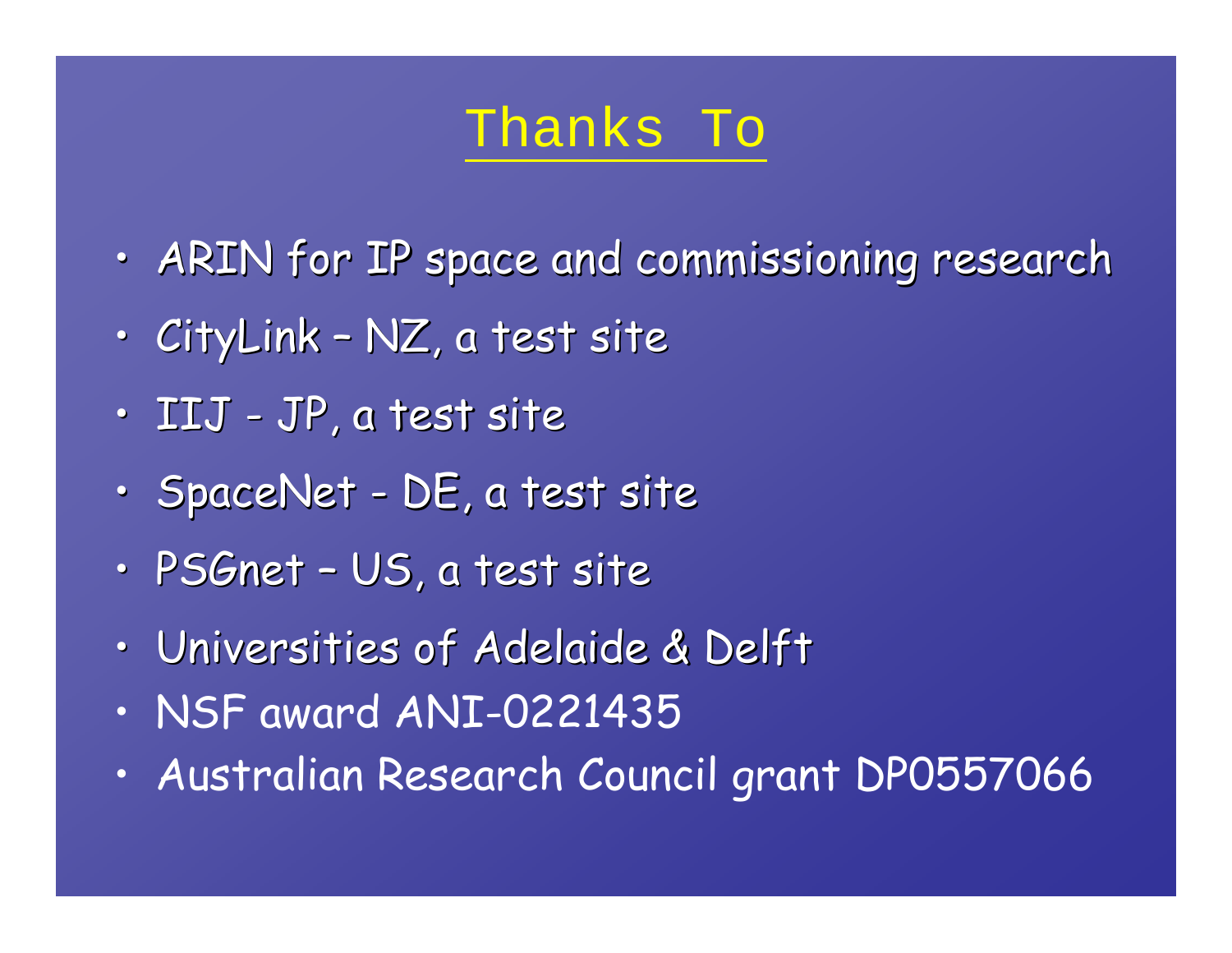# Thanks To

- ARIN for IP space and commissioning research
- CityLink – NZ, a test site
- IIJ - JP, a test site
- SpaceNet - DE, a test site
- PSGnet – US, a test site
- Universities of Adelaide & Delft
- NSF award ANI-0221435
- Australian Research Council grant DP0557066